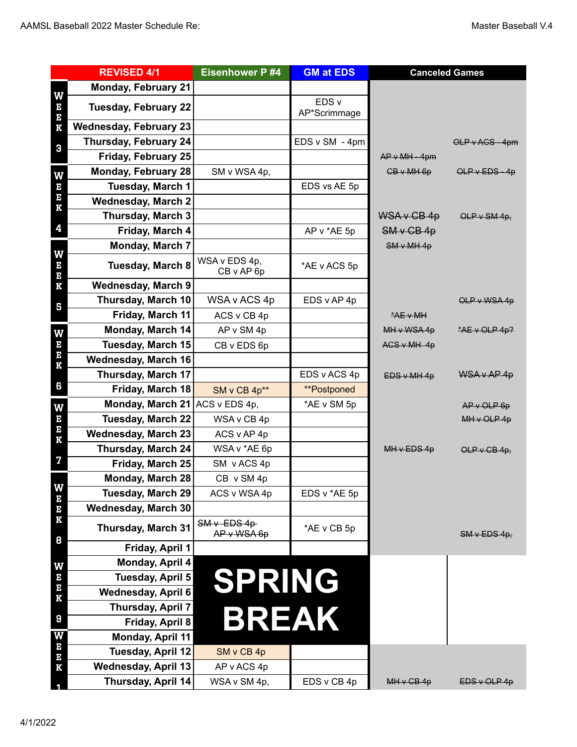AAMSL Baseball 2022 Master Schedule Re:

Master Baseball V.4

| Week | REVISED 4/1 | Eisenhower P #4 | GM at EDS | Canceled Games | |
|---|---|---|---|---|---|
| WEEK 3 | Monday, February 21 | | | | |
| | Tuesday, February 22 | | EDS v AP*Scrimmage | | |
| | Wednesday, February 23 | | | | |
| | Thursday, February 24 | | EDS v SM - 4pm | | ~~OLP v ACS - 4pm~~ |
| | Friday, February 25 | | | ~~AP v MH - 4pm~~ | |
| WEEK 4 | Monday, February 28 | SM v WSA 4p, | | ~~CB v MH 6p~~ | ~~OLP v EDS - 4p~~ |
| | Tuesday, March 1 | | EDS vs AE 5p | | |
| | Wednesday, March 2 | | | | |
| | Thursday, March 3 | | | ~~WSA v CB 4p~~ | ~~OLP v SM 4p,~~ |
| | Friday, March 4 | | AP v *AE 5p | ~~SM v CB 4p~~ | |
| WEEK 5 | Monday, March 7 | | | ~~SM v MH 4p~~ | |
| | Tuesday, March 8 | WSA v EDS 4p, CB v AP 6p | *AE v ACS 5p | | |
| | Wednesday, March 9 | | | | |
| | Thursday, March 10 | WSA v ACS 4p | EDS v AP 4p | | ~~OLP v WSA 4p~~ |
| | Friday, March 11 | ACS v CB 4p | | ~~*AE v MH~~ | |
| WEEK 6 | Monday, March 14 | AP v SM 4p | | ~~MH v WSA 4p~~ | ~~*AE v OLP 4p?~~ |
| | Tuesday, March 15 | CB v EDS 6p | | ~~ACS v MH 4p~~ | |
| | Wednesday, March 16 | | | | |
| | Thursday, March 17 | | EDS v ACS 4p | ~~EDS v MH 4p~~ | ~~WSA v AP 4p~~ |
| | Friday, March 18 | SM v CB 4p** | **Postponed | | |
| WEEK 7 | Monday, March 21 | ACS v EDS 4p, | *AE v SM 5p | | ~~AP v OLP 6p~~ |
| | Tuesday, March 22 | WSA v CB 4p | | | ~~MH v OLP 4p~~ |
| | Wednesday, March 23 | ACS v AP 4p | | | |
| | Thursday, March 24 | WSA v *AE 6p | | ~~MH v EDS 4p~~ | ~~OLP v CB 4p,~~ |
| | Friday, March 25 | SM v ACS 4p | | | |
| WEEK 8 | Monday, March 28 | CB v SM 4p | | | |
| | Tuesday, March 29 | ACS v WSA 4p | EDS v *AE 5p | | |
| | Wednesday, March 30 | | | | |
| | Thursday, March 31 | ~~SM v EDS 4p~~ ~~AP v WSA 6p~~ | *AE v CB 5p | | ~~SM v EDS 4p,~~ |
| | Friday, April 1 | | | | |
| WEEK 9 | Monday, April 4 | SPRING BREAK | | | |
| | Tuesday, April 5 | | | | |
| | Wednesday, April 6 | | | | |
| | Thursday, April 7 | | | | |
| | Friday, April 8 | | | | |
| WEEK 1 | Monday, April 11 | | | | |
| | Tuesday, April 12 | SM v CB 4p | | | |
| | Wednesday, April 13 | AP v ACS 4p | | | |
| | Thursday, April 14 | WSA v SM 4p, | EDS v CB 4p | ~~MH v CB 4p~~ | ~~EDS v OLP 4p~~ |

4/1/2022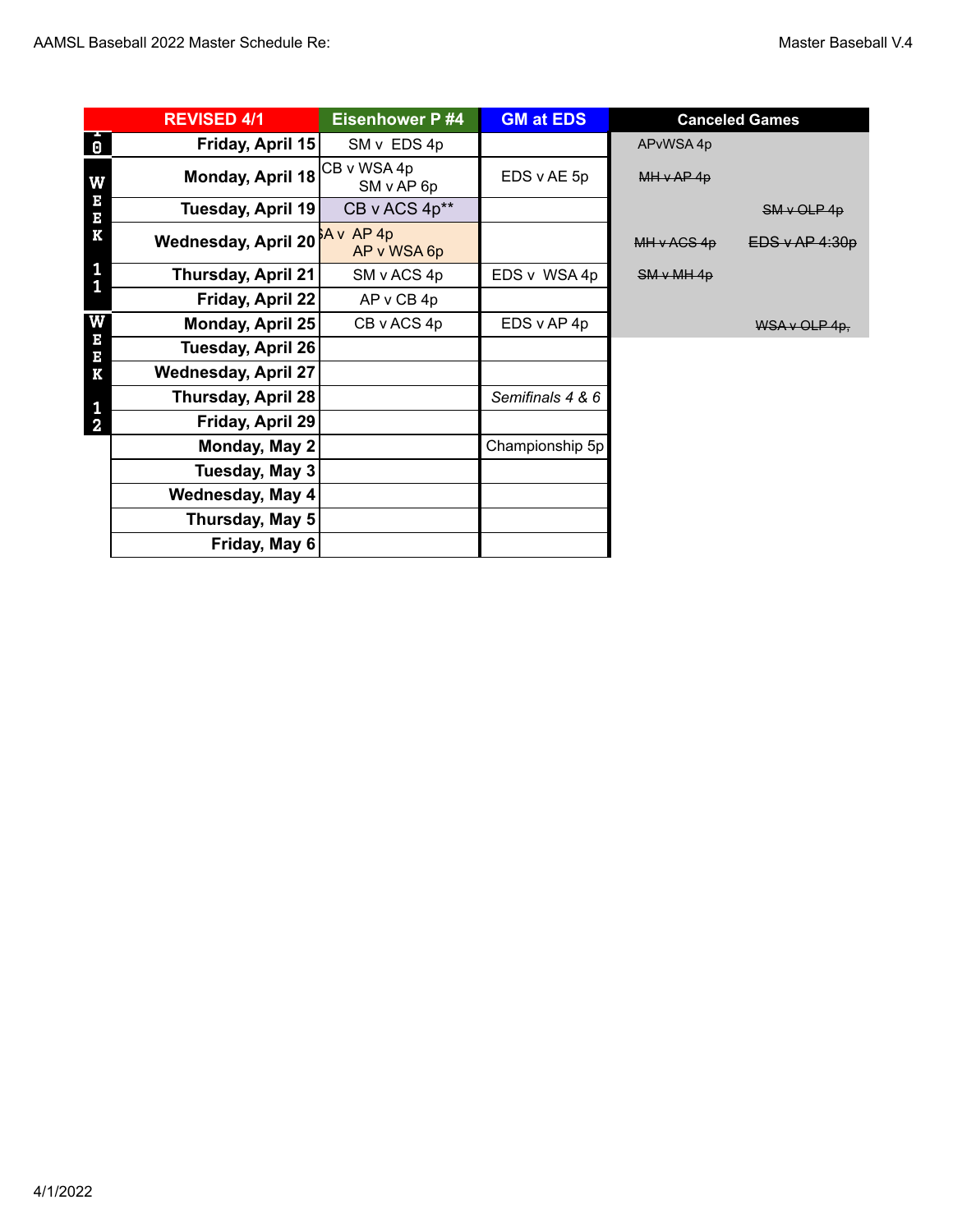| | REVISED 4/1 | Eisenhower P #4 | GM at EDS | Canceled Games | |
|---|---|---|---|---|---|
| 10 | Friday, April 15 | SM v EDS 4p | | APvWSA 4p | |
| WEEK 11 | Monday, April 18 | CB v WSA 4p<br>SM v AP 6p | EDS v AE 5p | ~~MH v AP 4p~~ | |
| | Tuesday, April 19 | CB v ACS 4p** | | | ~~SM v OLP 4p~~ |
| | Wednesday, April 20 | SA v AP 4p<br>AP v WSA 6p | | ~~MH v ACS 4p~~ | ~~EDS v AP 4:30p~~ |
| | Thursday, April 21 | SM v ACS 4p | EDS v WSA 4p | ~~SM v MH 4p~~ | |
| | Friday, April 22 | AP v CB 4p | | | |
| WEEK 12 | Monday, April 25 | CB v ACS 4p | EDS v AP 4p | | ~~WSA v OLP 4p,~~ |
| | Tuesday, April 26 | | | | |
| | Wednesday, April 27 | | | | |
| | Thursday, April 28 | | *Semifinals 4 & 6* | | |
| | Friday, April 29 | | | | |
| | Monday, May 2 | | Championship 5p | | |
| | Tuesday, May 3 | | | | |
| | Wednesday, May 4 | | | | |
| | Thursday, May 5 | | | | |
| | Friday, May 6 | | | | |